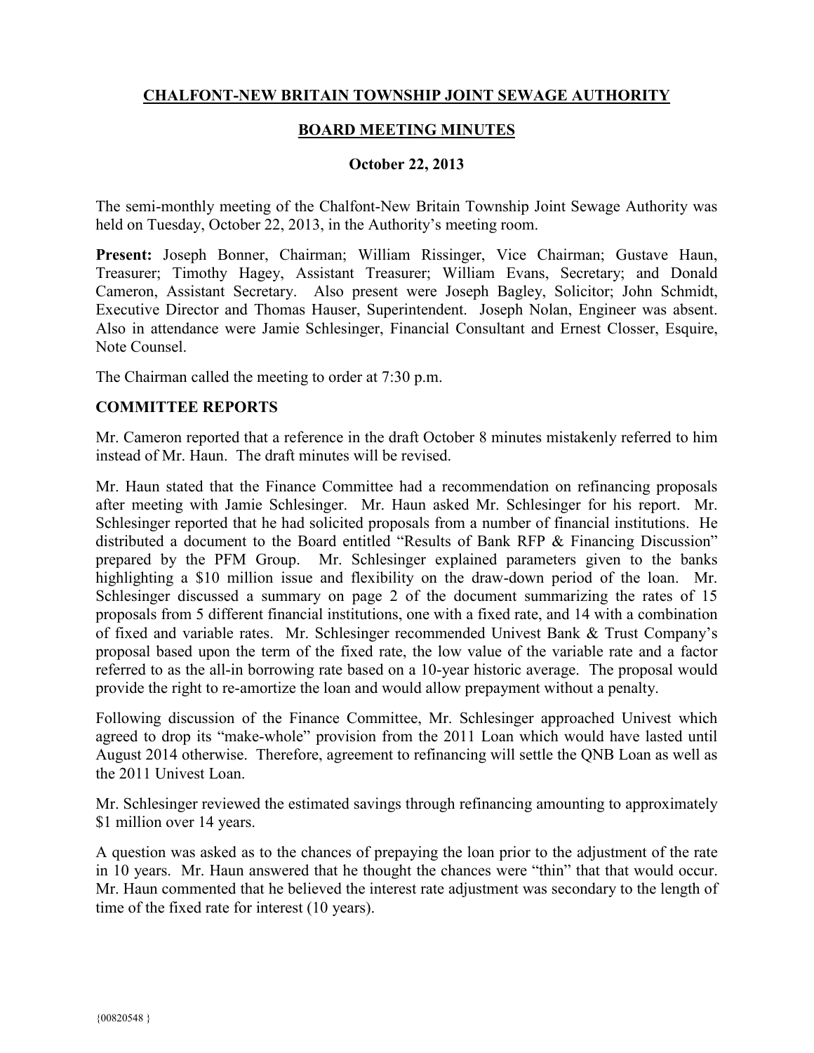# CHALFONT-NEW BRITAIN TOWNSHIP JOINT SEWAGE AUTHORITY

## BOARD MEETING MINUTES

### October 22, 2013

The semi-monthly meeting of the Chalfont-New Britain Township Joint Sewage Authority was held on Tuesday, October 22, 2013, in the Authority's meeting room.

**Present:** Joseph Bonner, Chairman; William Rissinger, Vice Chairman; Gustave Haun, Treasurer; Timothy Hagey, Assistant Treasurer; William Evans, Secretary; and Donald Cameron, Assistant Secretary. Also present were Joseph Bagley, Solicitor; John Schmidt, Executive Director and Thomas Hauser, Superintendent. Joseph Nolan, Engineer was absent. Also in attendance were Jamie Schlesinger, Financial Consultant and Ernest Closser, Esquire, Note Counsel.

The Chairman called the meeting to order at 7:30 p.m.

**COMMITTEE REPORTS**

Mr. Cameron reported that a reference in the draft October 8 minutes mistakenly referred to him instead of Mr. Haun. The draft minutes will be revised.

Mr. Haun stated that the Finance Committee had a recommendation on refinancing proposals after meeting with Jamie Schlesinger. Mr. Haun asked Mr. Schlesinger for his report. Mr. Schlesinger reported that he had solicited proposals from a number of financial institutions. He distributed a document to the Board entitled "Results of Bank RFP & Financing Discussion" prepared by the PFM Group. Mr. Schlesinger explained parameters given to the banks highlighting a $10 million issue and flexibility on the draw-down period of the loan. Mr. Schlesinger discussed a summary on page 2 of the document summarizing the rates of 15 proposals from 5 different financial institutions, one with a fixed rate, and 14 with a combination of fixed and variable rates. Mr. Schlesinger recommended Univest Bank & Trust Company's proposal based upon the term of the fixed rate, the low value of the variable rate and a factor referred to as the all-in borrowing rate based on a 10-year historic average. The proposal would provide the right to re-amortize the loan and would allow prepayment without a penalty.

Following discussion of the Finance Committee, Mr. Schlesinger approached Univest which agreed to drop its "make-whole" provision from the 2011 Loan which would have lasted until August 2014 otherwise. Therefore, agreement to refinancing will settle the QNB Loan as well as the 2011 Univest Loan.

Mr. Schlesinger reviewed the estimated savings through refinancing amounting to approximately $1 million over 14 years.

A question was asked as to the chances of prepaying the loan prior to the adjustment of the rate in 10 years. Mr. Haun answered that he thought the chances were "thin" that that would occur. Mr. Haun commented that he believed the interest rate adjustment was secondary to the length of time of the fixed rate for interest (10 years).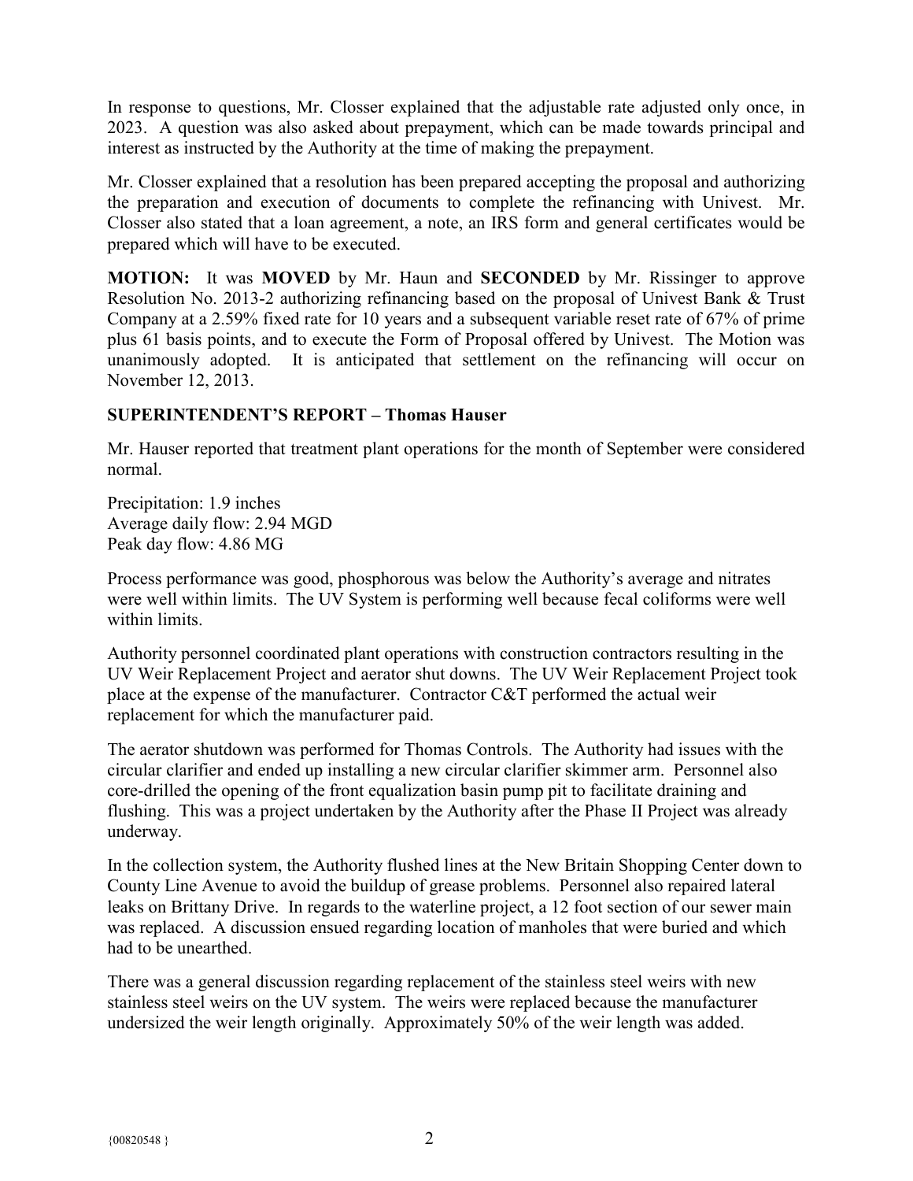In response to questions, Mr. Closser explained that the adjustable rate adjusted only once, in 2023. A question was also asked about prepayment, which can be made towards principal and interest as instructed by the Authority at the time of making the prepayment.

Mr. Closser explained that a resolution has been prepared accepting the proposal and authorizing the preparation and execution of documents to complete the refinancing with Univest. Mr. Closser also stated that a loan agreement, a note, an IRS form and general certificates would be prepared which will have to be executed.

**MOTION:** It was **MOVED** by Mr. Haun and **SECONDED** by Mr. Rissinger to approve Resolution No. 2013-2 authorizing refinancing based on the proposal of Univest Bank & Trust Company at a 2.59% fixed rate for 10 years and a subsequent variable reset rate of 67% of prime plus 61 basis points, and to execute the Form of Proposal offered by Univest. The Motion was unanimously adopted. It is anticipated that settlement on the refinancing will occur on November 12, 2013.

**SUPERINTENDENT'S REPORT – Thomas Hauser**

Mr. Hauser reported that treatment plant operations for the month of September were considered normal.

Precipitation: 1.9 inches
Average daily flow: 2.94 MGD
Peak day flow: 4.86 MG

Process performance was good, phosphorous was below the Authority's average and nitrates were well within limits. The UV System is performing well because fecal coliforms were well within limits.

Authority personnel coordinated plant operations with construction contractors resulting in the UV Weir Replacement Project and aerator shut downs. The UV Weir Replacement Project took place at the expense of the manufacturer. Contractor C&T performed the actual weir replacement for which the manufacturer paid.

The aerator shutdown was performed for Thomas Controls. The Authority had issues with the circular clarifier and ended up installing a new circular clarifier skimmer arm. Personnel also core-drilled the opening of the front equalization basin pump pit to facilitate draining and flushing. This was a project undertaken by the Authority after the Phase II Project was already underway.

In the collection system, the Authority flushed lines at the New Britain Shopping Center down to County Line Avenue to avoid the buildup of grease problems. Personnel also repaired lateral leaks on Brittany Drive. In regards to the waterline project, a 12 foot section of our sewer main was replaced. A discussion ensued regarding location of manholes that were buried and which had to be unearthed.

There was a general discussion regarding replacement of the stainless steel weirs with new stainless steel weirs on the UV system. The weirs were replaced because the manufacturer undersized the weir length originally. Approximately 50% of the weir length was added.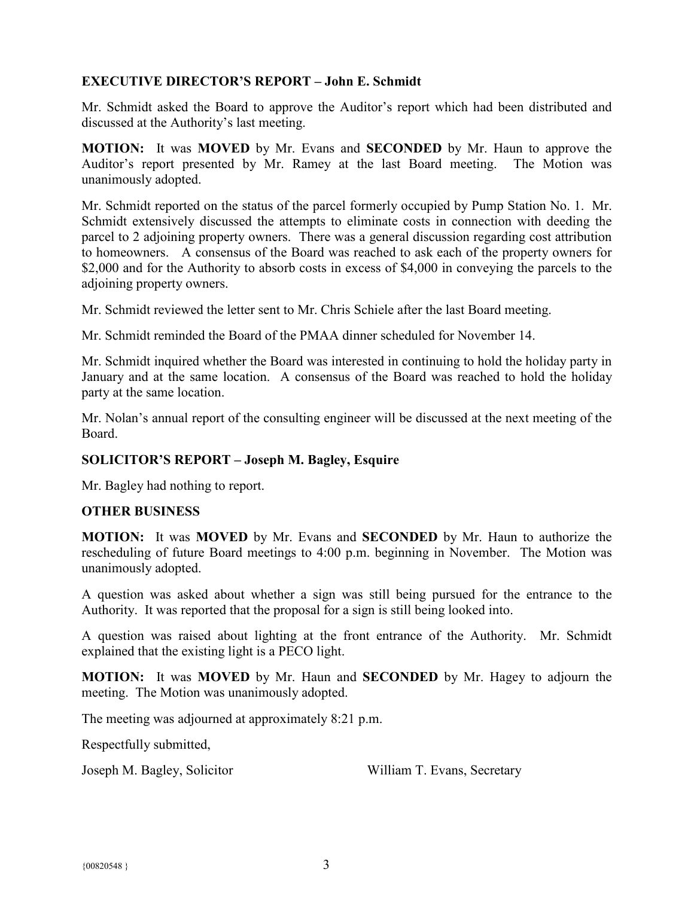**EXECUTIVE DIRECTOR'S REPORT – John E. Schmidt**

Mr. Schmidt asked the Board to approve the Auditor's report which had been distributed and discussed at the Authority's last meeting.

**MOTION:** It was **MOVED** by Mr. Evans and **SECONDED** by Mr. Haun to approve the Auditor's report presented by Mr. Ramey at the last Board meeting. The Motion was unanimously adopted.

Mr. Schmidt reported on the status of the parcel formerly occupied by Pump Station No. 1. Mr. Schmidt extensively discussed the attempts to eliminate costs in connection with deeding the parcel to 2 adjoining property owners. There was a general discussion regarding cost attribution to homeowners. A consensus of the Board was reached to ask each of the property owners for \$2,000 and for the Authority to absorb costs in excess of \$4,000 in conveying the parcels to the adjoining property owners.

Mr. Schmidt reviewed the letter sent to Mr. Chris Schiele after the last Board meeting.

Mr. Schmidt reminded the Board of the PMAA dinner scheduled for November 14.

Mr. Schmidt inquired whether the Board was interested in continuing to hold the holiday party in January and at the same location. A consensus of the Board was reached to hold the holiday party at the same location.

Mr. Nolan's annual report of the consulting engineer will be discussed at the next meeting of the Board.

**SOLICITOR'S REPORT – Joseph M. Bagley, Esquire**

Mr. Bagley had nothing to report.

**OTHER BUSINESS**

**MOTION:** It was **MOVED** by Mr. Evans and **SECONDED** by Mr. Haun to authorize the rescheduling of future Board meetings to 4:00 p.m. beginning in November. The Motion was unanimously adopted.

A question was asked about whether a sign was still being pursued for the entrance to the Authority. It was reported that the proposal for a sign is still being looked into.

A question was raised about lighting at the front entrance of the Authority. Mr. Schmidt explained that the existing light is a PECO light.

**MOTION:** It was **MOVED** by Mr. Haun and **SECONDED** by Mr. Hagey to adjourn the meeting. The Motion was unanimously adopted.

The meeting was adjourned at approximately 8:21 p.m.

Respectfully submitted,

Joseph M. Bagley, Solicitor

William T. Evans, Secretary

{00820548 }